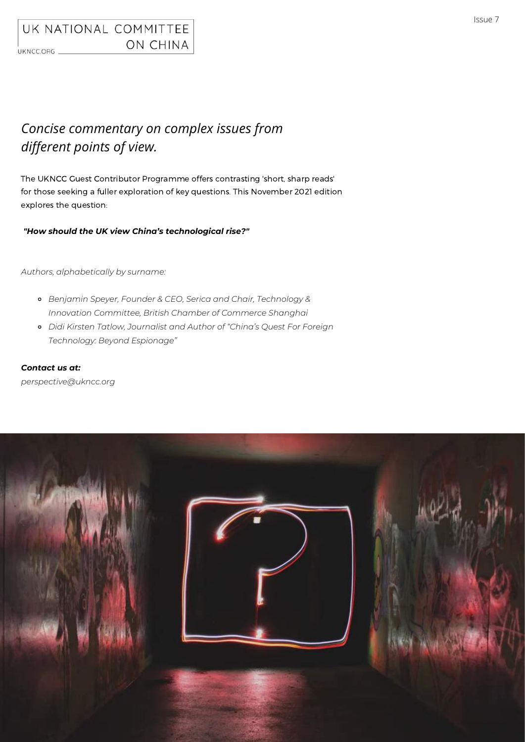UK NATIONAL COMMITTEE ON CHINA

UKNCC.ORG

*Concise commentary on complex issues from different points of view.*

The UKNCC Guest Contributor Programme offers contrasting 'short, sharp reads' for those seeking a fuller exploration of key questions. This November 2021 edition explores the question:

***"How should the UK view China's technological rise?"***

*Authors, alphabetically by surname:*

- *Benjamin Speyer, Founder & CEO, Serica and Chair, Technology & Innovation Committee, British Chamber of Commerce Shanghai*
- *Didi Kirsten Tatlow, Journalist and Author of "China's Quest For Foreign Technology: Beyond Espionage"*

***Contact us at:***

*perspective@ukncc.org*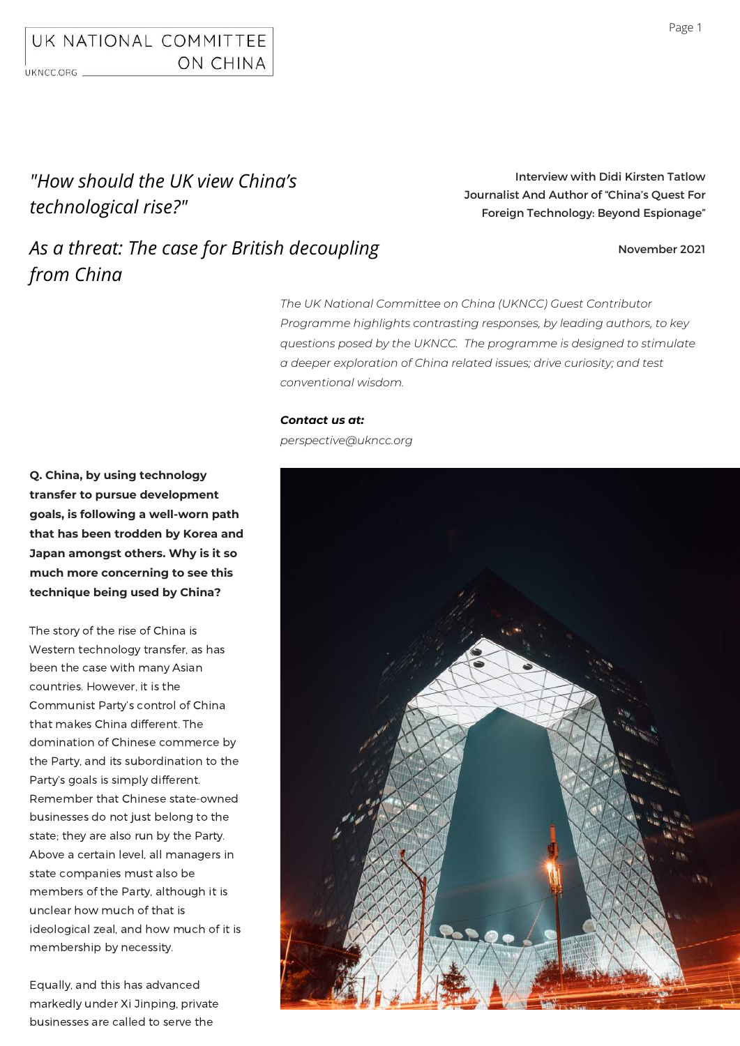UK NATIONAL COMMITTEE ON CHINA

UKNCC.ORG

# *"How should the UK view China's technological rise?"*

## *As a threat: The case for British decoupling from China*

Interview with Didi Kirsten Tatlow
Journalist And Author of "China's Quest For Foreign Technology: Beyond Espionage"

November 2021

*The UK National Committee on China (UKNCC) Guest Contributor Programme highlights contrasting responses, by leading authors, to key questions posed by the UKNCC. The programme is designed to stimulate a deeper exploration of China related issues; drive curiosity; and test conventional wisdom.*

***Contact us at:***
*perspective@ukncc.org*

**Q. China, by using technology transfer to pursue development goals, is following a well-worn path that has been trodden by Korea and Japan amongst others. Why is it so much more concerning to see this technique being used by China?**

The story of the rise of China is Western technology transfer, as has been the case with many Asian countries. However, it is the Communist Party's control of China that makes China different. The domination of Chinese commerce by the Party, and its subordination to the Party's goals is simply different. Remember that Chinese state-owned businesses do not just belong to the state; they are also run by the Party. Above a certain level, all managers in state companies must also be members of the Party, although it is unclear how much of that is ideological zeal, and how much of it is membership by necessity.

Equally, and this has advanced markedly under Xi Jinping, private businesses are called to serve the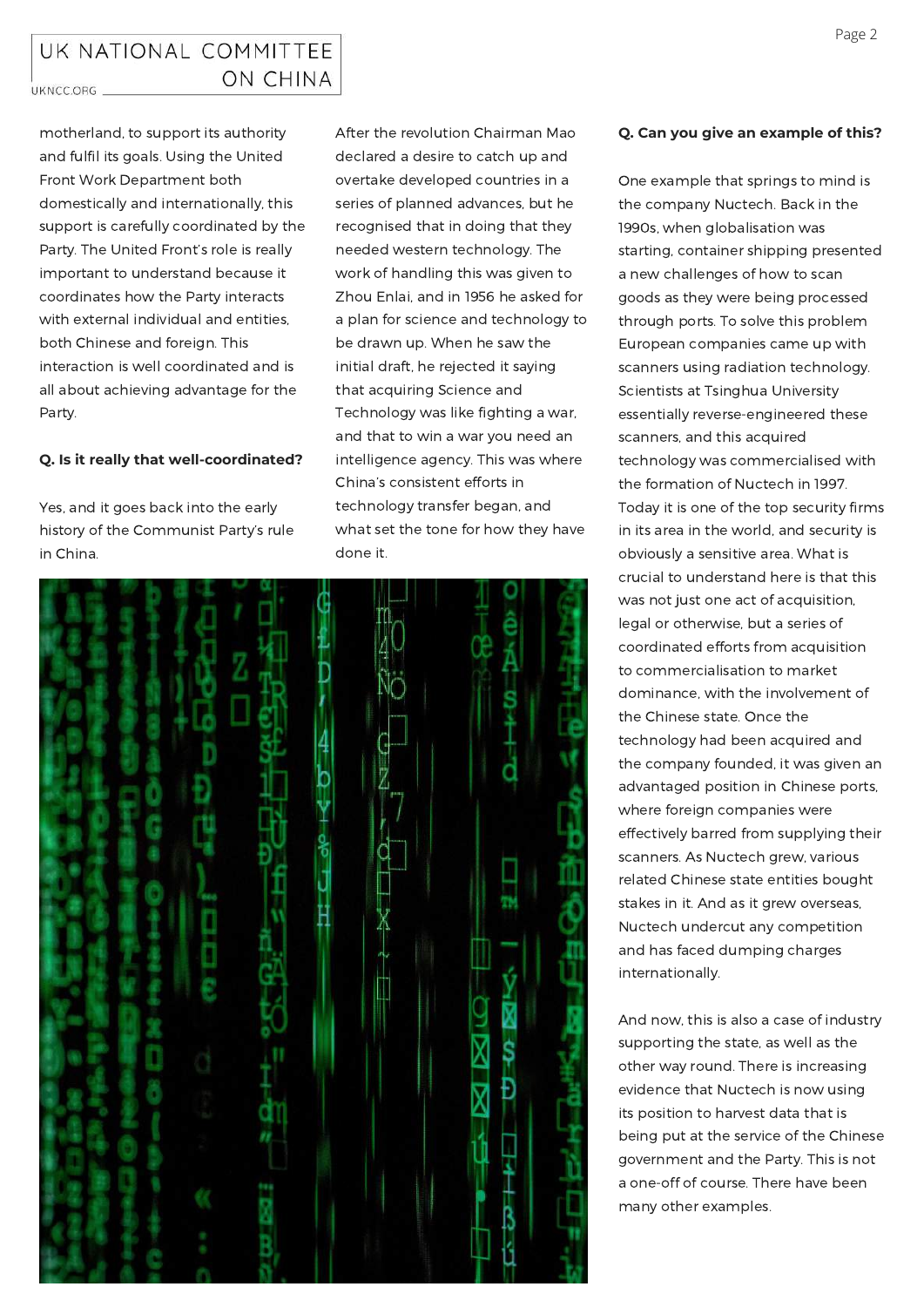motherland, to support its authority and fulfil its goals. Using the United Front Work Department both domestically and internationally, this support is carefully coordinated by the Party. The United Front's role is really important to understand because it coordinates how the Party interacts with external individual and entities, both Chinese and foreign. This interaction is well coordinated and is all about achieving advantage for the Party.

**Q. Is it really that well-coordinated?**

Yes, and it goes back into the early history of the Communist Party's rule in China.

After the revolution Chairman Mao declared a desire to catch up and overtake developed countries in a series of planned advances, but he recognised that in doing that they needed western technology. The work of handling this was given to Zhou Enlai, and in 1956 he asked for a plan for science and technology to be drawn up. When he saw the initial draft, he rejected it saying that acquiring Science and Technology was like fighting a war, and that to win a war you need an intelligence agency. This was where China's consistent efforts in technology transfer began, and what set the tone for how they have done it.

**Q. Can you give an example of this?**

One example that springs to mind is the company Nuctech. Back in the 1990s, when globalisation was starting, container shipping presented a new challenges of how to scan goods as they were being processed through ports. To solve this problem European companies came up with scanners using radiation technology. Scientists at Tsinghua University essentially reverse-engineered these scanners, and this acquired technology was commercialised with the formation of Nuctech in 1997. Today it is one of the top security firms in its area in the world, and security is obviously a sensitive area. What is crucial to understand here is that this was not just one act of acquisition, legal or otherwise, but a series of coordinated efforts from acquisition to commercialisation to market dominance, with the involvement of the Chinese state. Once the technology had been acquired and the company founded, it was given an advantaged position in Chinese ports, where foreign companies were effectively barred from supplying their scanners. As Nuctech grew, various related Chinese state entities bought stakes in it. And as it grew overseas, Nuctech undercut any competition and has faced dumping charges internationally.

And now, this is also a case of industry supporting the state, as well as the other way round. There is increasing evidence that Nuctech is now using its position to harvest data that is being put at the service of the Chinese government and the Party. This is not a one-off of course. There have been many other examples.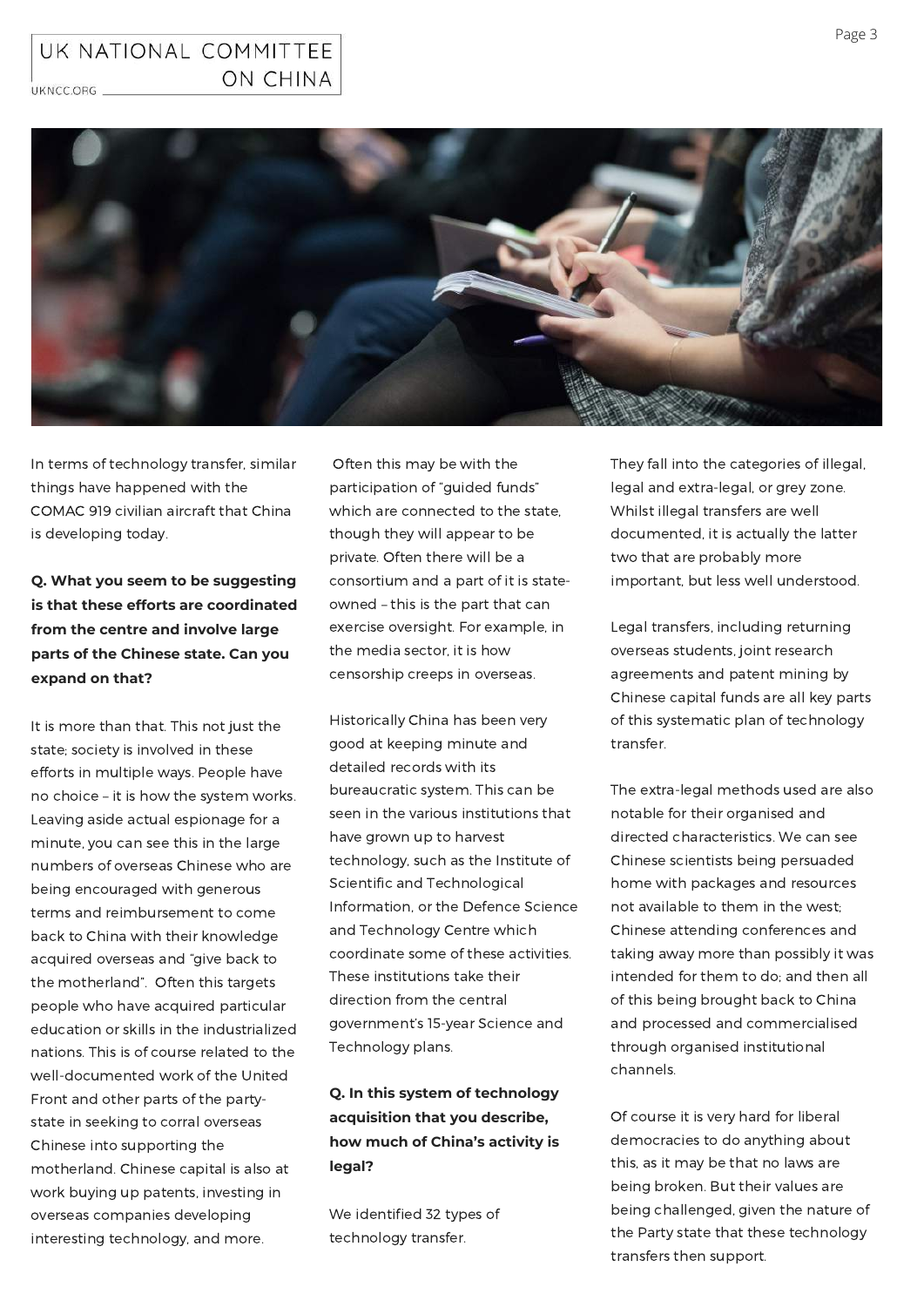In terms of technology transfer, similar things have happened with the COMAC 919 civilian aircraft that China is developing today.

**Q. What you seem to be suggesting is that these efforts are coordinated from the centre and involve large parts of the Chinese state. Can you expand on that?**

It is more than that. This not just the state; society is involved in these efforts in multiple ways. People have no choice – it is how the system works. Leaving aside actual espionage for a minute, you can see this in the large numbers of overseas Chinese who are being encouraged with generous terms and reimbursement to come back to China with their knowledge acquired overseas and "give back to the motherland". Often this targets people who have acquired particular education or skills in the industrialized nations. This is of course related to the well-documented work of the United Front and other parts of the party-state in seeking to corral overseas Chinese into supporting the motherland. Chinese capital is also at work buying up patents, investing in overseas companies developing interesting technology, and more.

Often this may be with the participation of "guided funds" which are connected to the state, though they will appear to be private. Often there will be a consortium and a part of it is state-owned – this is the part that can exercise oversight. For example, in the media sector, it is how censorship creeps in overseas.

Historically China has been very good at keeping minute and detailed records with its bureaucratic system. This can be seen in the various institutions that have grown up to harvest technology, such as the Institute of Scientific and Technological Information, or the Defence Science and Technology Centre which coordinate some of these activities. These institutions take their direction from the central government's 15-year Science and Technology plans.

**Q. In this system of technology acquisition that you describe, how much of China's activity is legal?**

We identified 32 types of technology transfer. They fall into the categories of illegal, legal and extra-legal, or grey zone. Whilst illegal transfers are well documented, it is actually the latter two that are probably more important, but less well understood.

Legal transfers, including returning overseas students, joint research agreements and patent mining by Chinese capital funds are all key parts of this systematic plan of technology transfer.

The extra-legal methods used are also notable for their organised and directed characteristics. We can see Chinese scientists being persuaded home with packages and resources not available to them in the west; Chinese attending conferences and taking away more than possibly it was intended for them to do; and then all of this being brought back to China and processed and commercialised through organised institutional channels.

Of course it is very hard for liberal democracies to do anything about this, as it may be that no laws are being broken. But their values are being challenged, given the nature of the Party state that these technology transfers then support.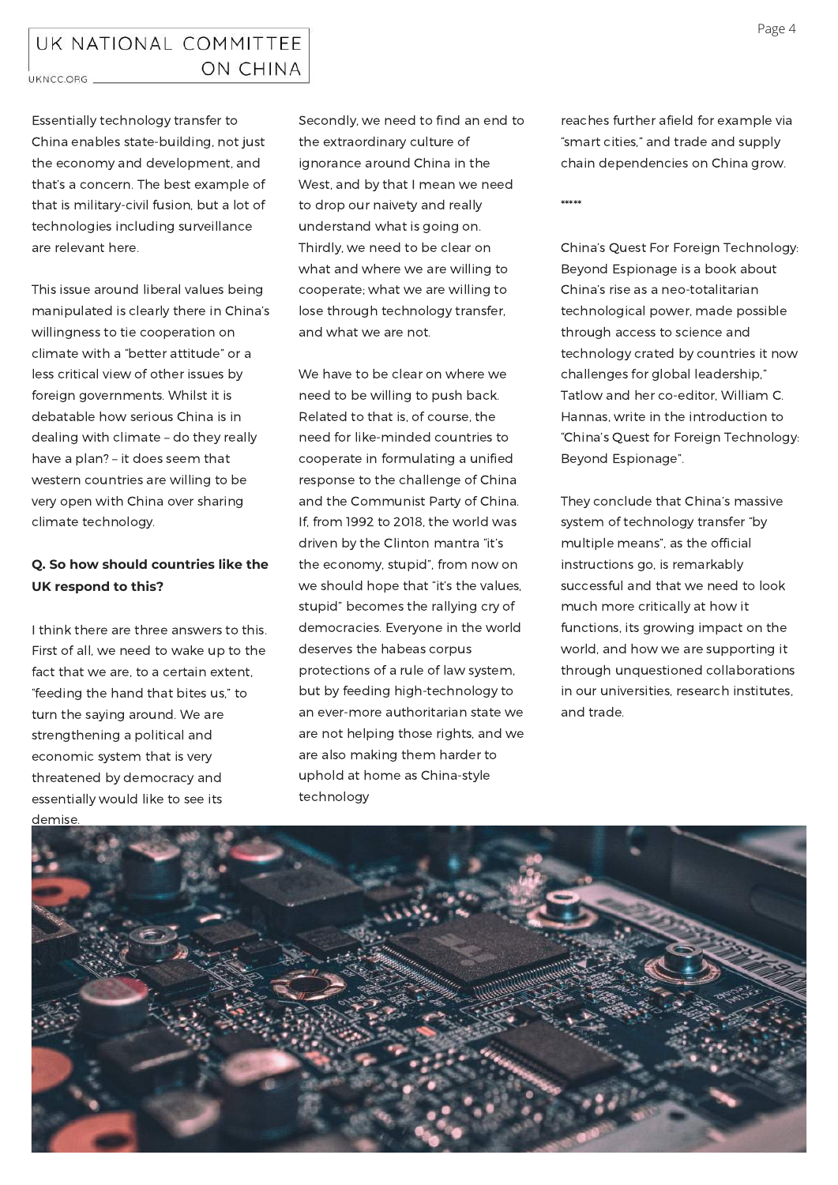Essentially technology transfer to China enables state-building, not just the economy and development, and that's a concern. The best example of that is military-civil fusion, but a lot of technologies including surveillance are relevant here.

This issue around liberal values being manipulated is clearly there in China's willingness to tie cooperation on climate with a "better attitude" or a less critical view of other issues by foreign governments. Whilst it is debatable how serious China is in dealing with climate – do they really have a plan? – it does seem that western countries are willing to be very open with China over sharing climate technology.

**Q. So how should countries like the UK respond to this?**

I think there are three answers to this. First of all, we need to wake up to the fact that we are, to a certain extent, "feeding the hand that bites us," to turn the saying around. We are strengthening a political and economic system that is very threatened by democracy and essentially would like to see its demise. Secondly, we need to find an end to the extraordinary culture of ignorance around China in the West, and by that I mean we need to drop our naivety and really understand what is going on. Thirdly, we need to be clear on what and where we are willing to cooperate; what we are willing to lose through technology transfer, and what we are not.

We have to be clear on where we need to be willing to push back. Related to that is, of course, the need for like-minded countries to cooperate in formulating a unified response to the challenge of China and the Communist Party of China. If, from 1992 to 2018, the world was driven by the Clinton mantra "it's the economy, stupid", from now on we should hope that "it's the values, stupid" becomes the rallying cry of democracies. Everyone in the world deserves the habeas corpus protections of a rule of law system, but by feeding high-technology to an ever-more authoritarian state we are not helping those rights, and we are also making them harder to uphold at home as China-style technology reaches further afield for example via "smart cities," and trade and supply chain dependencies on China grow.

\*\*\*\*\*

China's Quest For Foreign Technology: Beyond Espionage is a book about China's rise as a neo-totalitarian technological power, made possible through access to science and technology crated by countries it now challenges for global leadership," Tatlow and her co-editor, William C. Hannas, write in the introduction to "China's Quest for Foreign Technology: Beyond Espionage".

They conclude that China's massive system of technology transfer "by multiple means", as the official instructions go, is remarkably successful and that we need to look much more critically at how it functions, its growing impact on the world, and how we are supporting it through unquestioned collaborations in our universities, research institutes, and trade.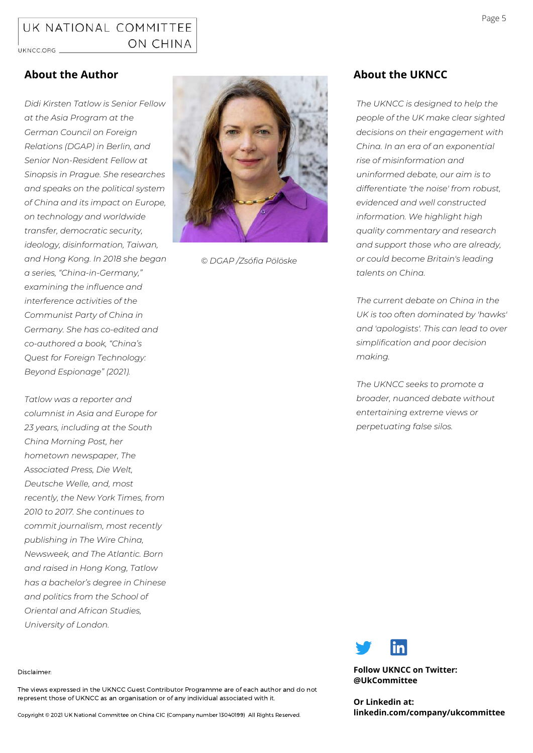## About the Author

*Didi Kirsten Tatlow is Senior Fellow at the Asia Program at the German Council on Foreign Relations (DGAP) in Berlin, and Senior Non-Resident Fellow at Sinopsis in Prague. She researches and speaks on the political system of China and its impact on Europe, on technology and worldwide transfer, democratic security, ideology, disinformation, Taiwan, and Hong Kong. In 2018 she began a series, "China-in-Germany," examining the influence and interference activities of the Communist Party of China in Germany. She has co-edited and co-authored a book, "China's Quest for Foreign Technology: Beyond Espionage" (2021).*

*Tatlow was a reporter and columnist in Asia and Europe for 23 years, including at the South China Morning Post, her hometown newspaper, The Associated Press, Die Welt, Deutsche Welle, and, most recently, the New York Times, from 2010 to 2017. She continues to commit journalism, most recently publishing in The Wire China, Newsweek, and The Atlantic. Born and raised in Hong Kong, Tatlow has a bachelor's degree in Chinese and politics from the School of Oriental and African Studies, University of London.*

*© DGAP /Zsófia Pölöske*

## About the UKNCC

*The UKNCC is designed to help the people of the UK make clear sighted decisions on their engagement with China. In an era of an exponential rise of misinformation and uninformed debate, our aim is to differentiate 'the noise' from robust, evidenced and well constructed information. We highlight high quality commentary and research and support those who are already, or could become Britain's leading talents on China.*

*The current debate on China in the UK is too often dominated by 'hawks' and 'apologists'. This can lead to over simplification and poor decision making.*

*The UKNCC seeks to promote a broader, nuanced debate without entertaining extreme views or perpetuating false silos.*

**Follow UKNCC on Twitter: @UkCommittee**

**Or Linkedin at: linkedin.com/company/ukcommittee**

Disclaimer:

The views expressed in the UKNCC Guest Contributor Programme are of each author and do not represent those of UKNCC as an organisation or of any individual associated with it.

Copyright © 2021 UK National Committee on China CIC (Company number 13040199) All Rights Reserved.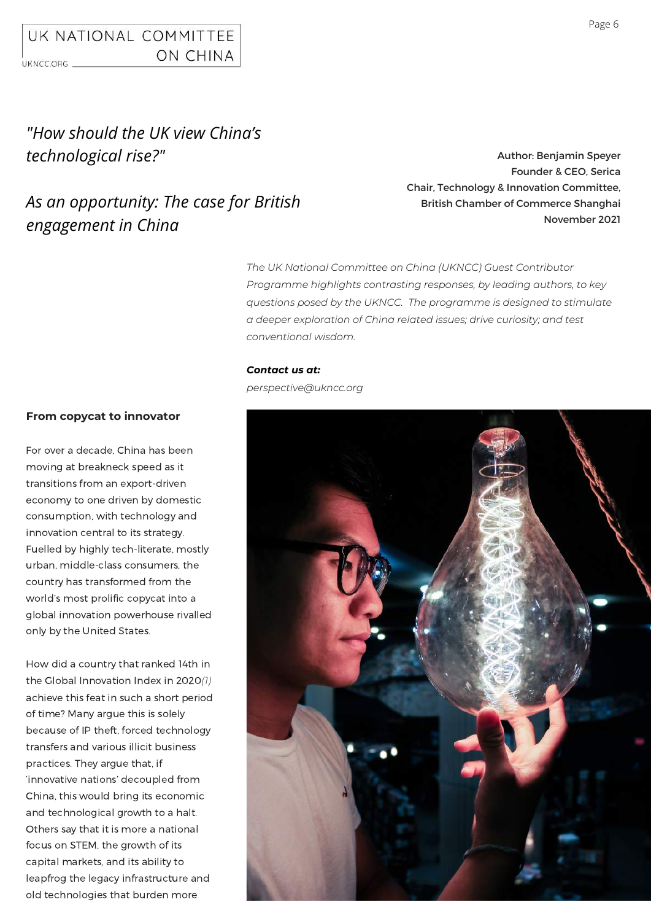*"How should the UK view China's technological rise?"*

*As an opportunity: The case for British engagement in China*

Author: Benjamin Speyer
Founder & CEO, Serica
Chair, Technology & Innovation Committee, British Chamber of Commerce Shanghai
November 2021

*The UK National Committee on China (UKNCC) Guest Contributor Programme highlights contrasting responses, by leading authors, to key questions posed by the UKNCC. The programme is designed to stimulate a deeper exploration of China related issues; drive curiosity; and test conventional wisdom.*

***Contact us at:***
*perspective@ukncc.org*

**From copycat to innovator**

For over a decade, China has been moving at breakneck speed as it transitions from an export-driven economy to one driven by domestic consumption, with technology and innovation central to its strategy. Fuelled by highly tech-literate, mostly urban, middle-class consumers, the country has transformed from the world's most prolific copycat into a global innovation powerhouse rivalled only by the United States.

How did a country that ranked 14th in the Global Innovation Index in 2020*(1)* achieve this feat in such a short period of time? Many argue this is solely because of IP theft, forced technology transfers and various illicit business practices. They argue that, if 'innovative nations' decoupled from China, this would bring its economic and technological growth to a halt. Others say that it is more a national focus on STEM, the growth of its capital markets, and its ability to leapfrog the legacy infrastructure and old technologies that burden more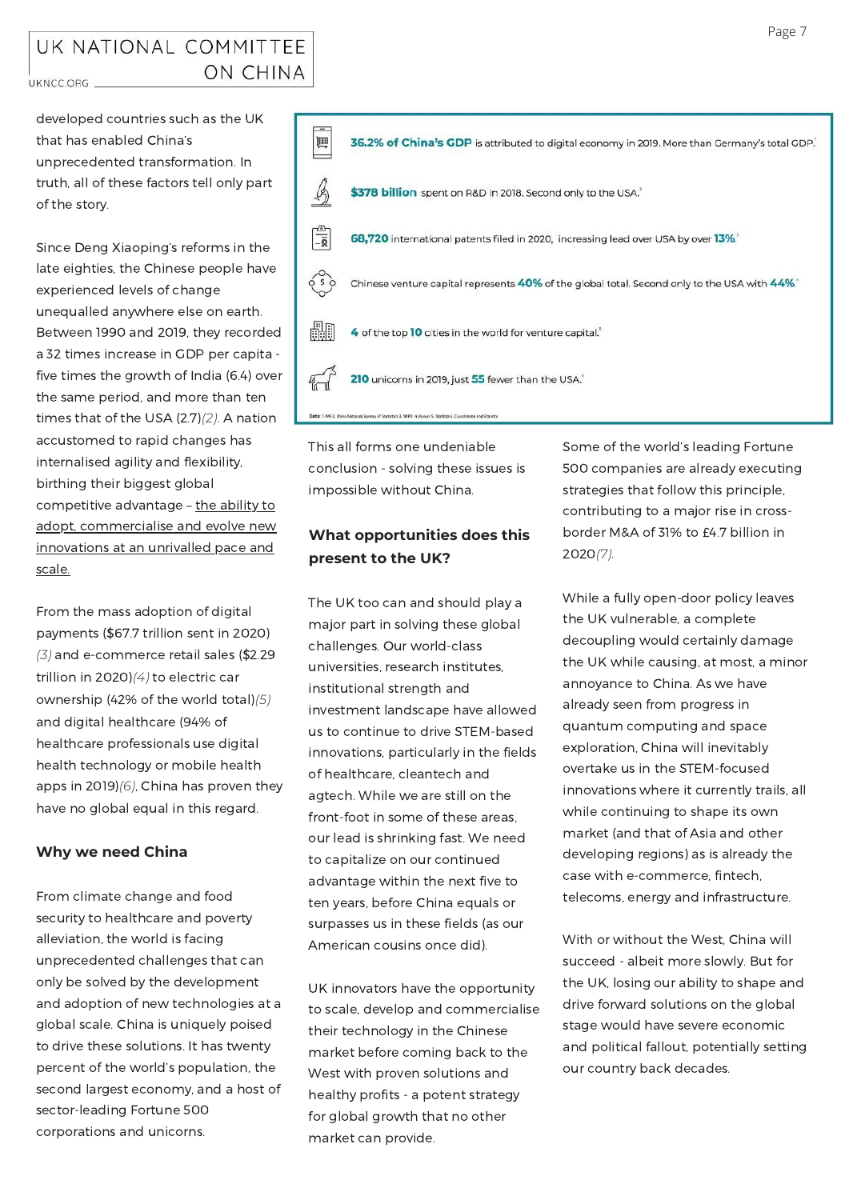developed countries such as the UK that has enabled China's unprecedented transformation. In truth, all of these factors tell only part of the story.

Since Deng Xiaoping's reforms in the late eighties, the Chinese people have experienced levels of change unequalled anywhere else on earth. Between 1990 and 2019, they recorded a 32 times increase in GDP per capita - five times the growth of India (6.4) over the same period, and more than ten times that of the USA (2.7)*(2)*. A nation accustomed to rapid changes has internalised agility and flexibility, birthing their biggest global competitive advantage – <u>the ability to adopt, commercialise and evolve new innovations at an unrivalled pace and scale.</u>

From the mass adoption of digital payments ($67.7 trillion sent in 2020) *(3)* and e-commerce retail sales ($2.29 trillion in 2020)*(4)* to electric car ownership (42% of the world total)*(5)* and digital healthcare (94% of healthcare professionals use digital health technology or mobile health apps in 2019)*(6)*, China has proven they have no global equal in this regard.

**36.2% of China's GDP** is attributed to digital economy in 2019. More than Germany's total GDP.[1]

**$378 billion** spent on R&D in 2018. Second only to the USA.[2]

**68,720** international patents filed in 2020, increasing lead over USA by over **13%**.[3]

Chinese venture capital represents **40%** of the global total. Second only to the USA with **44%**.[4]

**4** of the top **10** cities in the world for venture capital.[5]

**210** unicorns in 2019, just **55** fewer than the USA.[6]

Data: 1. IMF 2. China National Bureau of Statistics 3. WIPO 4. Hurun 5. Statista 6. Crunchbase and Statista

## Why we need China

From climate change and food security to healthcare and poverty alleviation, the world is facing unprecedented challenges that can only be solved by the development and adoption of new technologies at a global scale. China is uniquely poised to drive these solutions. It has twenty percent of the world's population, the second largest economy, and a host of sector-leading Fortune 500 corporations and unicorns.

This all forms one undeniable conclusion - solving these issues is impossible without China.

## What opportunities does this present to the UK?

The UK too can and should play a major part in solving these global challenges. Our world-class universities, research institutes, institutional strength and investment landscape have allowed us to continue to drive STEM-based innovations, particularly in the fields of healthcare, cleantech and agtech. While we are still on the front-foot in some of these areas, our lead is shrinking fast. We need to capitalize on our continued advantage within the next five to ten years, before China equals or surpasses us in these fields (as our American cousins once did).

UK innovators have the opportunity to scale, develop and commercialise their technology in the Chinese market before coming back to the West with proven solutions and healthy profits - a potent strategy for global growth that no other market can provide.

Some of the world's leading Fortune 500 companies are already executing strategies that follow this principle, contributing to a major rise in cross-border M&A of 31% to £4.7 billion in 2020*(7)*.

While a fully open-door policy leaves the UK vulnerable, a complete decoupling would certainly damage the UK while causing, at most, a minor annoyance to China. As we have already seen from progress in quantum computing and space exploration, China will inevitably overtake us in the STEM-focused innovations where it currently trails, all while continuing to shape its own market (and that of Asia and other developing regions) as is already the case with e-commerce, fintech, telecoms, energy and infrastructure.

With or without the West, China will succeed - albeit more slowly. But for the UK, losing our ability to shape and drive forward solutions on the global stage would have severe economic and political fallout, potentially setting our country back decades.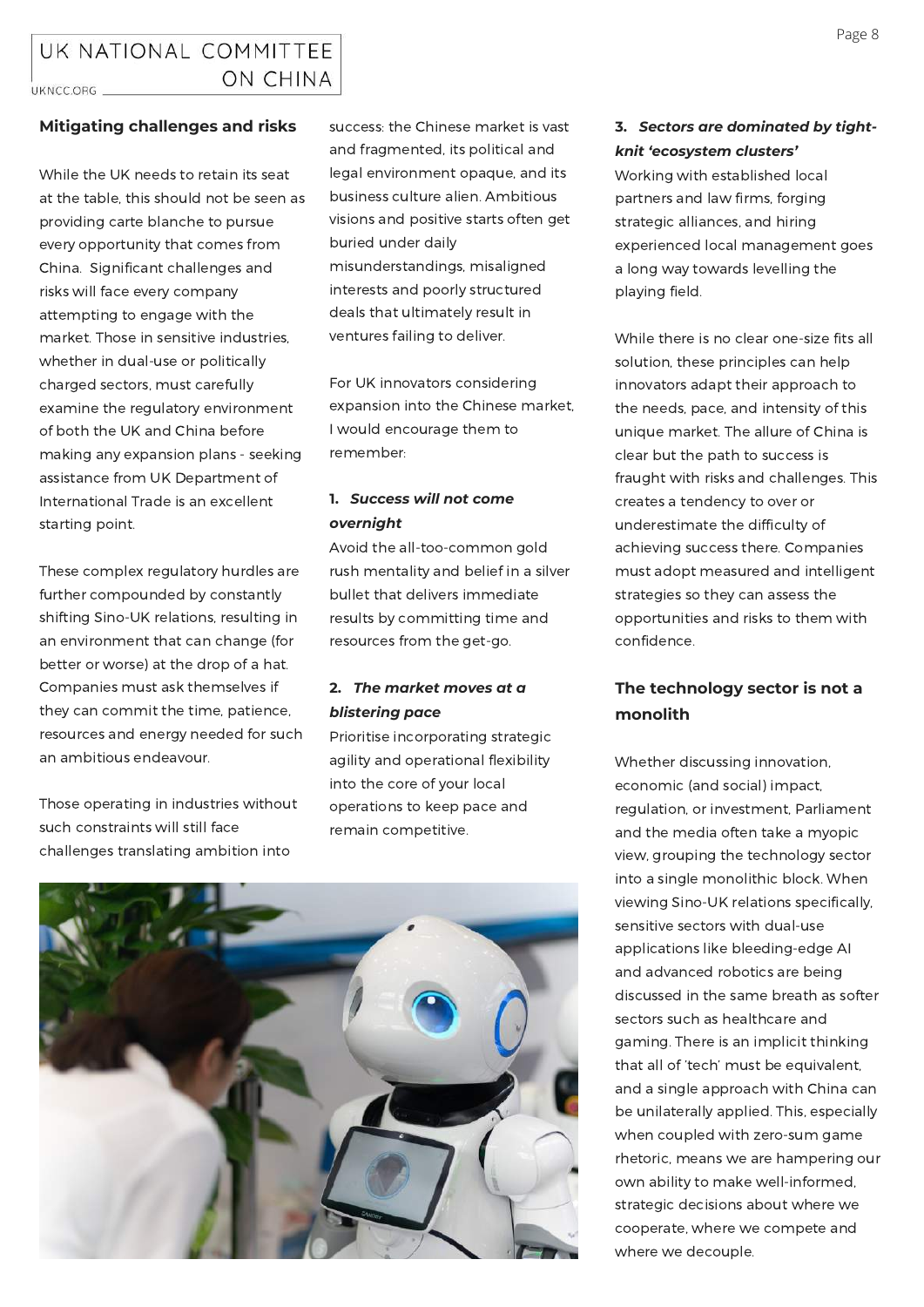## Mitigating challenges and risks

While the UK needs to retain its seat at the table, this should not be seen as providing carte blanche to pursue every opportunity that comes from China. Significant challenges and risks will face every company attempting to engage with the market. Those in sensitive industries, whether in dual-use or politically charged sectors, must carefully examine the regulatory environment of both the UK and China before making any expansion plans - seeking assistance from UK Department of International Trade is an excellent starting point.

These complex regulatory hurdles are further compounded by constantly shifting Sino-UK relations, resulting in an environment that can change (for better or worse) at the drop of a hat. Companies must ask themselves if they can commit the time, patience, resources and energy needed for such an ambitious endeavour.

Those operating in industries without such constraints will still face challenges translating ambition into success: the Chinese market is vast and fragmented, its political and legal environment opaque, and its business culture alien. Ambitious visions and positive starts often get buried under daily misunderstandings, misaligned interests and poorly structured deals that ultimately result in ventures failing to deliver.

For UK innovators considering expansion into the Chinese market, I would encourage them to remember:

1. ***Success will not come overnight***
Avoid the all-too-common gold rush mentality and belief in a silver bullet that delivers immediate results by committing time and resources from the get-go.

2. ***The market moves at a blistering pace***
Prioritise incorporating strategic agility and operational flexibility into the core of your local operations to keep pace and remain competitive.

3. ***Sectors are dominated by tight-knit 'ecosystem clusters'***
Working with established local partners and law firms, forging strategic alliances, and hiring experienced local management goes a long way towards levelling the playing field.

While there is no clear one-size fits all solution, these principles can help innovators adapt their approach to the needs, pace, and intensity of this unique market. The allure of China is clear but the path to success is fraught with risks and challenges. This creates a tendency to over or underestimate the difficulty of achieving success there. Companies must adopt measured and intelligent strategies so they can assess the opportunities and risks to them with confidence.

## The technology sector is not a monolith

Whether discussing innovation, economic (and social) impact, regulation, or investment, Parliament and the media often take a myopic view, grouping the technology sector into a single monolithic block. When viewing Sino-UK relations specifically, sensitive sectors with dual-use applications like bleeding-edge AI and advanced robotics are being discussed in the same breath as softer sectors such as healthcare and gaming. There is an implicit thinking that all of 'tech' must be equivalent, and a single approach with China can be unilaterally applied. This, especially when coupled with zero-sum game rhetoric, means we are hampering our own ability to make well-informed, strategic decisions about where we cooperate, where we compete and where we decouple.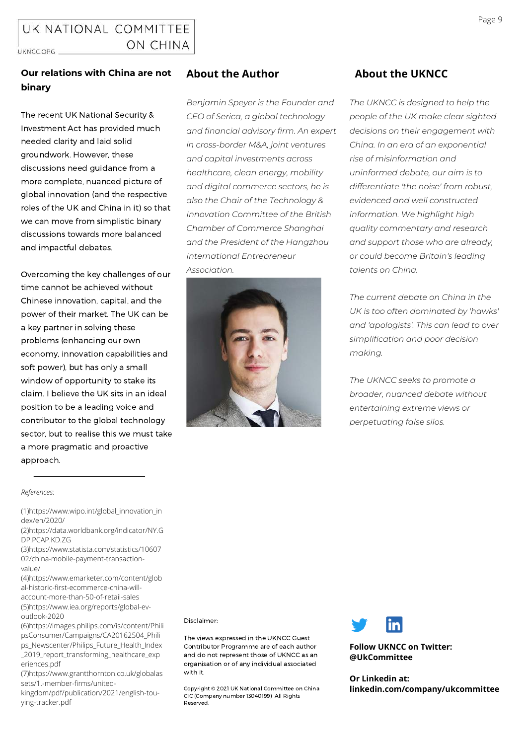## Our relations with China are not binary

The recent UK National Security & Investment Act has provided much needed clarity and laid solid groundwork. However, these discussions need guidance from a more complete, nuanced picture of global innovation (and the respective roles of the UK and China in it) so that we can move from simplistic binary discussions towards more balanced and impactful debates.

Overcoming the key challenges of our time cannot be achieved without Chinese innovation, capital, and the power of their market. The UK can be a key partner in solving these problems (enhancing our own economy, innovation capabilities and soft power), but has only a small window of opportunity to stake its claim. I believe the UK sits in an ideal position to be a leading voice and contributor to the global technology sector, but to realise this we must take a more pragmatic and proactive approach.

---

*References:*

(1)https://www.wipo.int/global_innovation_index/en/2020/
(2)https://data.worldbank.org/indicator/NY.GDP.PCAP.KD.ZG
(3)https://www.statista.com/statistics/1060702/china-mobile-payment-transaction-value/
(4)https://www.emarketer.com/content/global-historic-first-ecommerce-china-will-account-more-than-50-of-retail-sales
(5)https://www.iea.org/reports/global-ev-outlook-2020
(6)https://images.philips.com/is/content/PhilipsConsumer/Campaigns/CA20162504_Philips_Newscenter/Philips_Future_Health_Index_2019_report_transforming_healthcare_experiences.pdf
(7)https://www.grantthornton.co.uk/globalassets/1.-member-firms/united-kingdom/pdf/publication/2021/english-tou-ying-tracker.pdf

## About the Author

*Benjamin Speyer is the Founder and CEO of Serica, a global technology and financial advisory firm. An expert in cross-border M&A, joint ventures and capital investments across healthcare, clean energy, mobility and digital commerce sectors, he is also the Chair of the Technology & Innovation Committee of the British Chamber of Commerce Shanghai and the President of the Hangzhou International Entrepreneur Association.*

## About the UKNCC

*The UKNCC is designed to help the people of the UK make clear sighted decisions on their engagement with China. In an era of an exponential rise of misinformation and uninformed debate, our aim is to differentiate 'the noise' from robust, evidenced and well constructed information. We highlight high quality commentary and research and support those who are already, or could become Britain's leading talents on China.*

*The current debate on China in the UK is too often dominated by 'hawks' and 'apologists'. This can lead to over simplification and poor decision making.*

*The UKNCC seeks to promote a broader, nuanced debate without entertaining extreme views or perpetuating false silos.*

Disclaimer:

The views expressed in the UKNCC Guest Contributor Programme are of each author and do not represent those of UKNCC as an organisation or of any individual associated with it.

Copyright © 2021 UK National Committee on China CIC (Company number 13040199) All Rights Reserved.

**Follow UKNCC on Twitter: @UkCommittee**

**Or Linkedin at: linkedin.com/company/ukcommittee**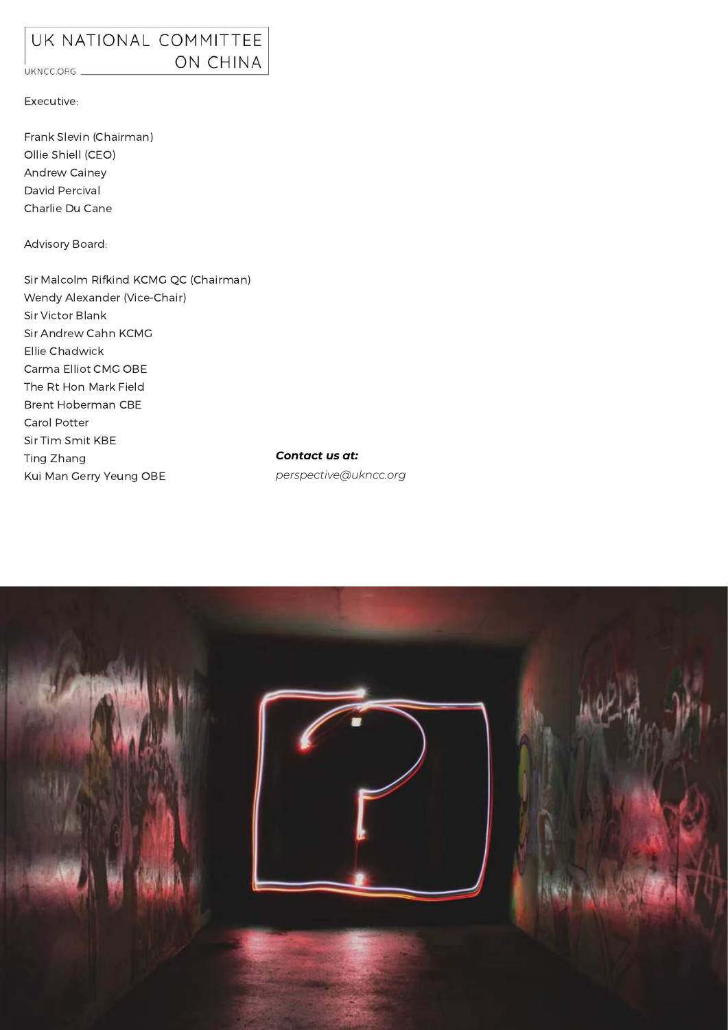UK NATIONAL COMMITTEE ON CHINA

UKNCC.ORG

Executive:

Frank Slevin (Chairman)
Ollie Shiell (CEO)
Andrew Cainey
David Percival
Charlie Du Cane

Advisory Board:

Sir Malcolm Rifkind KCMG QC (Chairman)
Wendy Alexander (Vice-Chair)
Sir Victor Blank
Sir Andrew Cahn KCMG
Ellie Chadwick
Carma Elliot CMG OBE
The Rt Hon Mark Field
Brent Hoberman CBE
Carol Potter
Sir Tim Smit KBE
Ting Zhang
Kui Man Gerry Yeung OBE

***Contact us at:***

*perspective@ukncc.org*